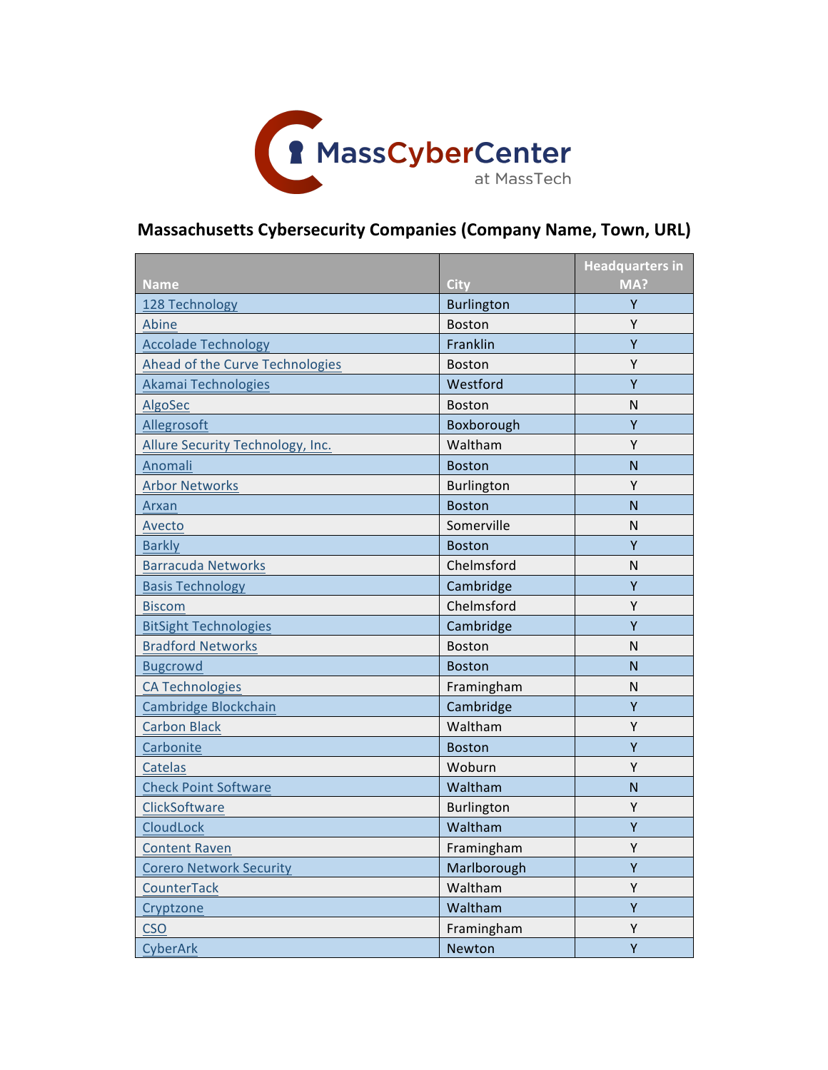MassCyberCenter at MassTech

## Massachusetts Cybersecurity Companies (Company Name, Town, URL)

| Name | City | Headquarters in MA? |
|---|---|---|
| 128 Technology | Burlington | Y |
| Abine | Boston | Y |
| Accolade Technology | Franklin | Y |
| Ahead of the Curve Technologies | Boston | Y |
| Akamai Technologies | Westford | Y |
| AlgoSec | Boston | N |
| Allegrosoft | Boxborough | Y |
| Allure Security Technology, Inc. | Waltham | Y |
| Anomali | Boston | N |
| Arbor Networks | Burlington | Y |
| Arxan | Boston | N |
| Avecto | Somerville | N |
| Barkly | Boston | Y |
| Barracuda Networks | Chelmsford | N |
| Basis Technology | Cambridge | Y |
| Biscom | Chelmsford | Y |
| BitSight Technologies | Cambridge | Y |
| Bradford Networks | Boston | N |
| Bugcrowd | Boston | N |
| CA Technologies | Framingham | N |
| Cambridge Blockchain | Cambridge | Y |
| Carbon Black | Waltham | Y |
| Carbonite | Boston | Y |
| Catelas | Woburn | Y |
| Check Point Software | Waltham | N |
| ClickSoftware | Burlington | Y |
| CloudLock | Waltham | Y |
| Content Raven | Framingham | Y |
| Corero Network Security | Marlborough | Y |
| CounterTack | Waltham | Y |
| Cryptzone | Waltham | Y |
| CSO | Framingham | Y |
| CyberArk | Newton | Y |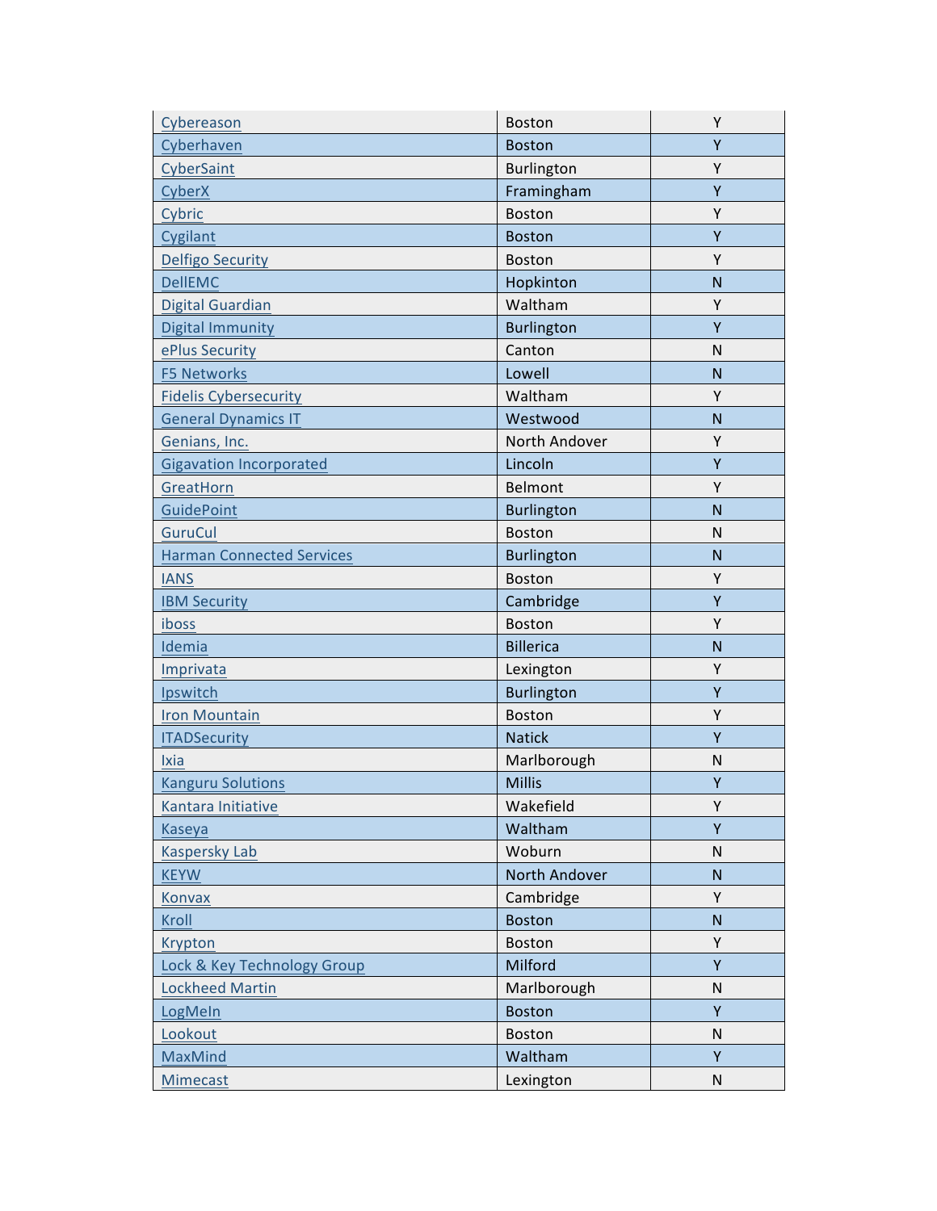| | | |
|---|---|---|
| [Cybereason]() | Boston | Y |
| [Cyberhaven]() | Boston | Y |
| [CyberSaint]() | Burlington | Y |
| [CyberX]() | Framingham | Y |
| [Cybric]() | Boston | Y |
| [Cygilant]() | Boston | Y |
| [Delfigo Security]() | Boston | Y |
| [DellEMC]() | Hopkinton | N |
| [Digital Guardian]() | Waltham | Y |
| [Digital Immunity]() | Burlington | Y |
| [ePlus Security]() | Canton | N |
| [F5 Networks]() | Lowell | N |
| [Fidelis Cybersecurity]() | Waltham | Y |
| [General Dynamics IT]() | Westwood | N |
| [Genians, Inc.]() | North Andover | Y |
| [Gigavation Incorporated]() | Lincoln | Y |
| [GreatHorn]() | Belmont | Y |
| [GuidePoint]() | Burlington | N |
| [GuruCul]() | Boston | N |
| [Harman Connected Services]() | Burlington | N |
| [IANS]() | Boston | Y |
| [IBM Security]() | Cambridge | Y |
| [iboss]() | Boston | Y |
| [Idemia]() | Billerica | N |
| [Imprivata]() | Lexington | Y |
| [Ipswitch]() | Burlington | Y |
| [Iron Mountain]() | Boston | Y |
| [ITADSecurity]() | Natick | Y |
| [Ixia]() | Marlborough | N |
| [Kanguru Solutions]() | Millis | Y |
| [Kantara Initiative]() | Wakefield | Y |
| [Kaseya]() | Waltham | Y |
| [Kaspersky Lab]() | Woburn | N |
| [KEYW]() | North Andover | N |
| [Konvax]() | Cambridge | Y |
| [Kroll]() | Boston | N |
| [Krypton]() | Boston | Y |
| [Lock & Key Technology Group]() | Milford | Y |
| [Lockheed Martin]() | Marlborough | N |
| [LogMeIn]() | Boston | Y |
| [Lookout]() | Boston | N |
| [MaxMind]() | Waltham | Y |
| [Mimecast]() | Lexington | N |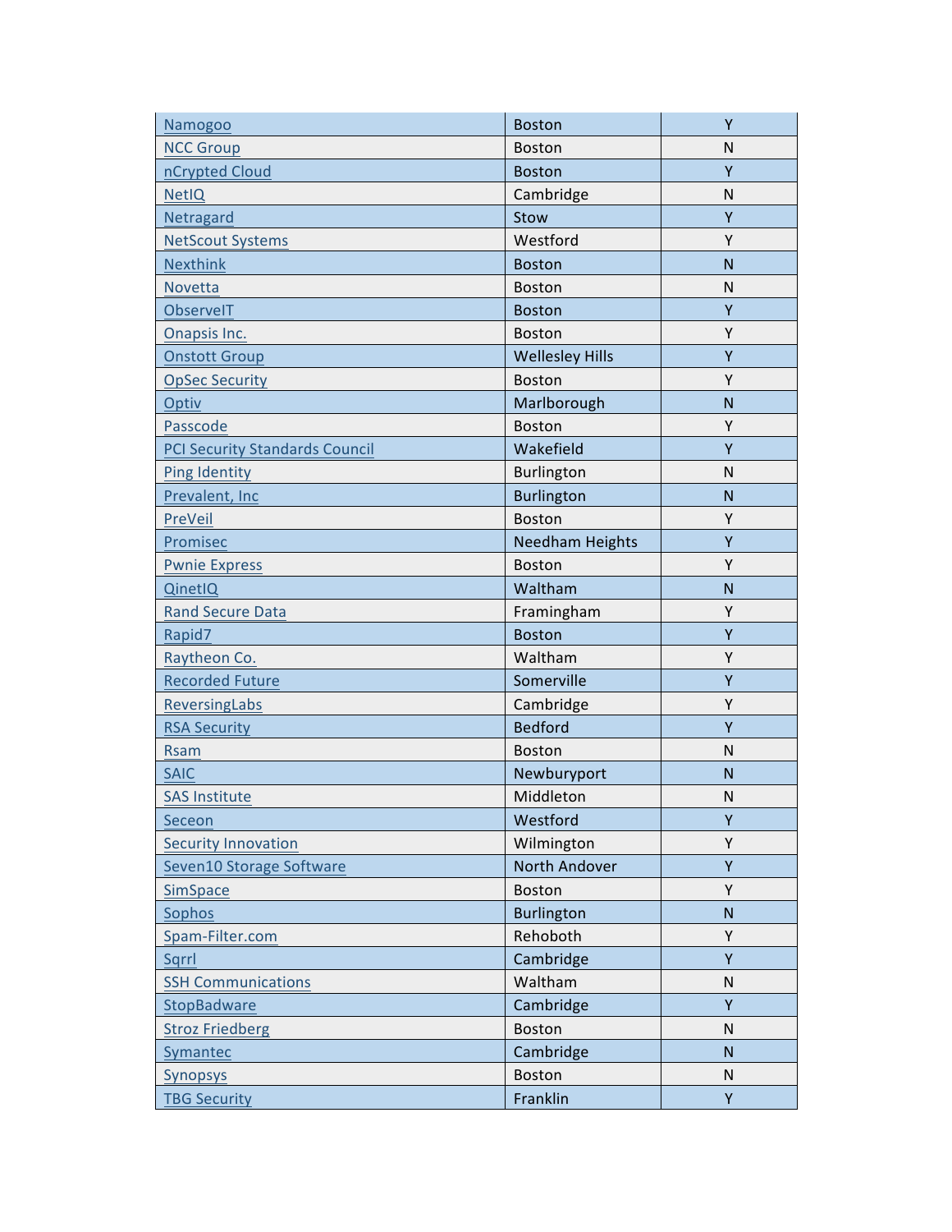| | | |
|---|---|---|
| Namogoo | Boston | Y |
| NCC Group | Boston | N |
| nCrypted Cloud | Boston | Y |
| NetIQ | Cambridge | N |
| Netragard | Stow | Y |
| NetScout Systems | Westford | Y |
| Nexthink | Boston | N |
| Novetta | Boston | N |
| ObserveIT | Boston | Y |
| Onapsis Inc. | Boston | Y |
| Onstott Group | Wellesley Hills | Y |
| OpSec Security | Boston | Y |
| Optiv | Marlborough | N |
| Passcode | Boston | Y |
| PCI Security Standards Council | Wakefield | Y |
| Ping Identity | Burlington | N |
| Prevalent, Inc | Burlington | N |
| PreVeil | Boston | Y |
| Promisec | Needham Heights | Y |
| Pwnie Express | Boston | Y |
| QinetIQ | Waltham | N |
| Rand Secure Data | Framingham | Y |
| Rapid7 | Boston | Y |
| Raytheon Co. | Waltham | Y |
| Recorded Future | Somerville | Y |
| ReversingLabs | Cambridge | Y |
| RSA Security | Bedford | Y |
| Rsam | Boston | N |
| SAIC | Newburyport | N |
| SAS Institute | Middleton | N |
| Seceon | Westford | Y |
| Security Innovation | Wilmington | Y |
| Seven10 Storage Software | North Andover | Y |
| SimSpace | Boston | Y |
| Sophos | Burlington | N |
| Spam-Filter.com | Rehoboth | Y |
| Sqrrl | Cambridge | Y |
| SSH Communications | Waltham | N |
| StopBadware | Cambridge | Y |
| Stroz Friedberg | Boston | N |
| Symantec | Cambridge | N |
| Synopsys | Boston | N |
| TBG Security | Franklin | Y |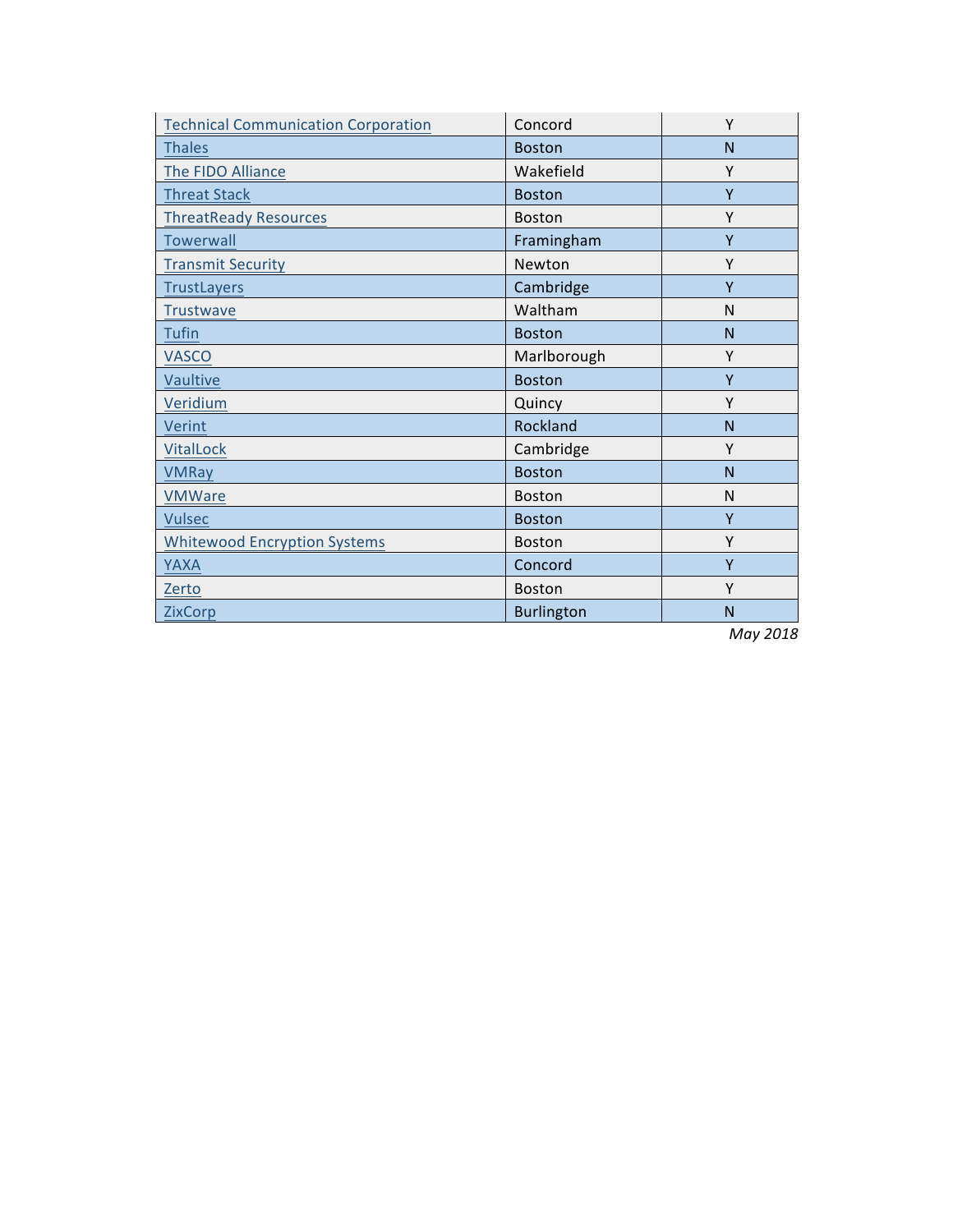| | | |
|---|---|---|
| Technical Communication Corporation | Concord | Y |
| Thales | Boston | N |
| The FIDO Alliance | Wakefield | Y |
| Threat Stack | Boston | Y |
| ThreatReady Resources | Boston | Y |
| Towerwall | Framingham | Y |
| Transmit Security | Newton | Y |
| TrustLayers | Cambridge | Y |
| Trustwave | Waltham | N |
| Tufin | Boston | N |
| VASCO | Marlborough | Y |
| Vaultive | Boston | Y |
| Veridium | Quincy | Y |
| Verint | Rockland | N |
| VitalLock | Cambridge | Y |
| VMRay | Boston | N |
| VMWare | Boston | N |
| Vulsec | Boston | Y |
| Whitewood Encryption Systems | Boston | Y |
| YAXA | Concord | Y |
| Zerto | Boston | Y |
| ZixCorp | Burlington | N |

*May 2018*